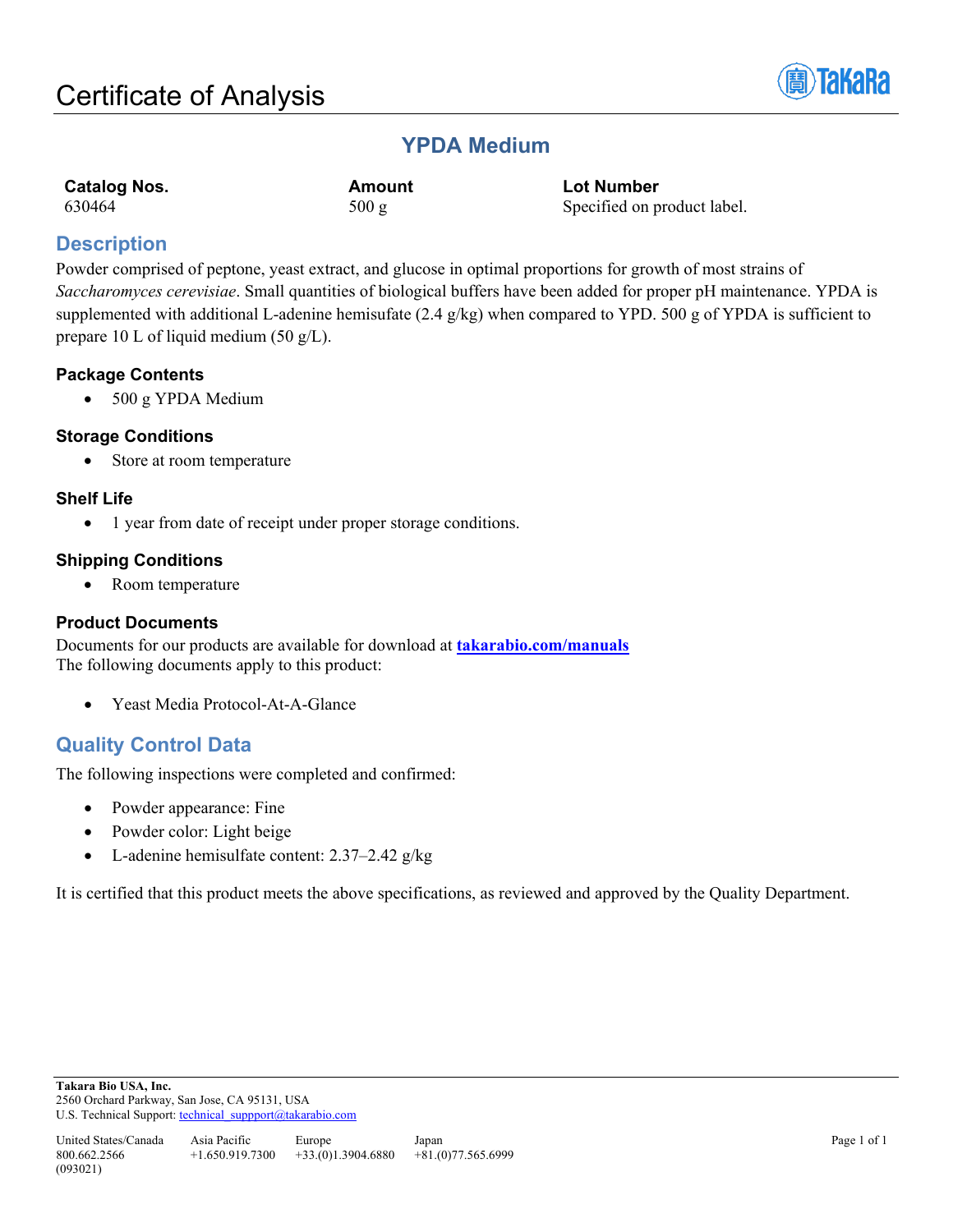# Certificate of Analysis

## YPDA Medium

| Catalog Nos. | Amount | Lot Number |
| --- | --- | --- |
| 630464 | 500 g | Specified on product label. |

## Description

Powder comprised of peptone, yeast extract, and glucose in optimal proportions for growth of most strains of *Saccharomyces cerevisiae*. Small quantities of biological buffers have been added for proper pH maintenance. YPDA is supplemented with additional L-adenine hemisufate (2.4 g/kg) when compared to YPD. 500 g of YPDA is sufficient to prepare 10 L of liquid medium (50 g/L).

### Package Contents

- 500 g YPDA Medium

### Storage Conditions

- Store at room temperature

### Shelf Life

- 1 year from date of receipt under proper storage conditions.

### Shipping Conditions

- Room temperature

### Product Documents

Documents for our products are available for download at **takarabio.com/manuals**
The following documents apply to this product:

- Yeast Media Protocol-At-A-Glance

## Quality Control Data

The following inspections were completed and confirmed:

- Powder appearance: Fine
- Powder color: Light beige
- L-adenine hemisulfate content: 2.37–2.42 g/kg

It is certified that this product meets the above specifications, as reviewed and approved by the Quality Department.

**Takara Bio USA, Inc.**
2560 Orchard Parkway, San Jose, CA 95131, USA
U.S. Technical Support: technical_suppport@takarabio.com

| United States/Canada | Asia Pacific | Europe | Japan |
| --- | --- | --- | --- |
| 800.662.2566 | +1.650.919.7300 | +33.(0)1.3904.6880 | +81.(0)77.565.6999 |

(093021)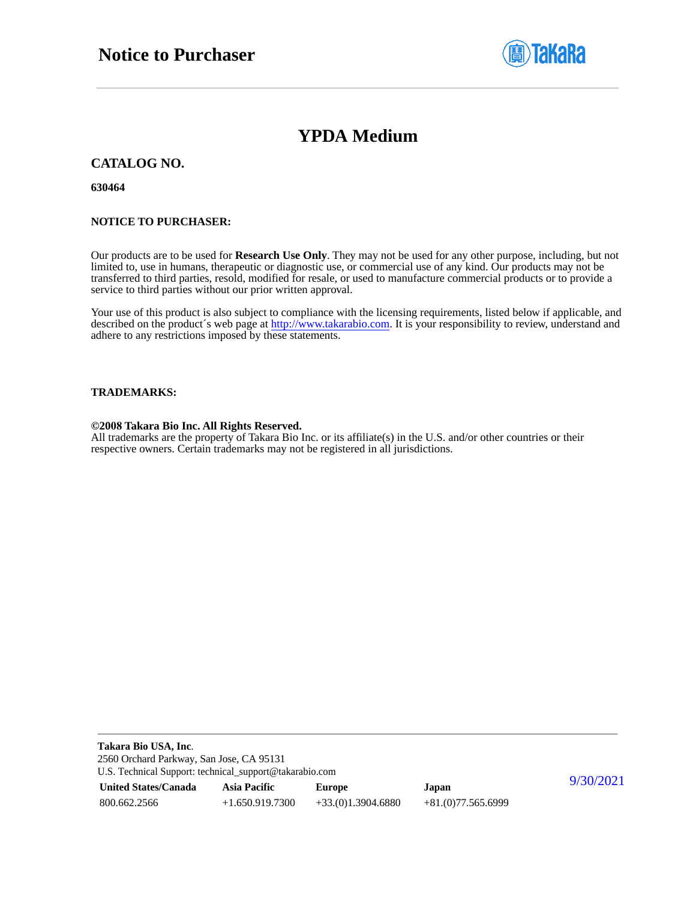# YPDA Medium

## CATALOG NO.

**630464**

**NOTICE TO PURCHASER:**

Our products are to be used for **Research Use Only**. They may not be used for any other purpose, including, but not limited to, use in humans, therapeutic or diagnostic use, or commercial use of any kind. Our products may not be transferred to third parties, resold, modified for resale, or used to manufacture commercial products or to provide a service to third parties without our prior written approval.

Your use of this product is also subject to compliance with the licensing requirements, listed below if applicable, and described on the product´s web page at http://www.takarabio.com. It is your responsibility to review, understand and adhere to any restrictions imposed by these statements.

**TRADEMARKS:**

**©2008 Takara Bio Inc. All Rights Reserved.**
All trademarks are the property of Takara Bio Inc. or its affiliate(s) in the U.S. and/or other countries or their respective owners. Certain trademarks may not be registered in all jurisdictions.

**Takara Bio USA, Inc.**
2560 Orchard Parkway, San Jose, CA 95131
U.S. Technical Support: technical_support@takarabio.com

| United States/Canada | Asia Pacific | Europe | Japan |
|---|---|---|---|
| 800.662.2566 | +1.650.919.7300 | +33.(0)1.3904.6880 | +81.(0)77.565.6999 |

9/30/2021